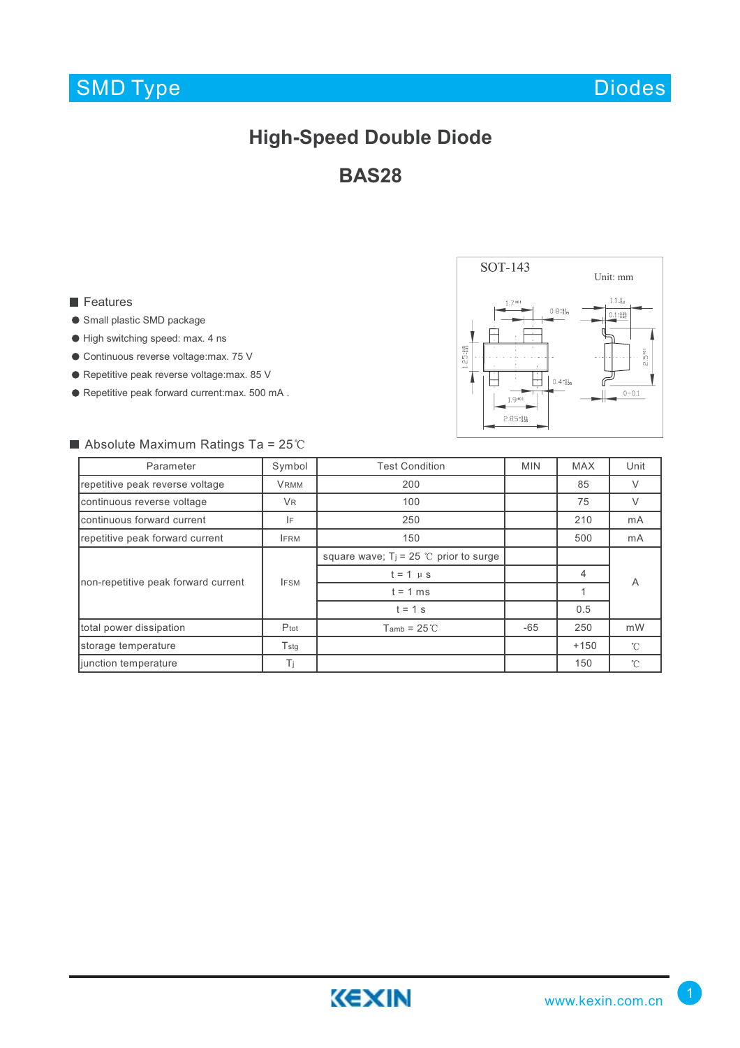# High-Speed Double Diode

# BAS28

SOT-143

Unit: mm

## Features

- Small plastic SMD package
- High switching speed: max. 4 ns
- Continuous reverse voltage:max. 75 V
- Repetitive peak reverse voltage:max. 85 V
- Repetitive peak forward current:max. 500 mA .

## Absolute Maximum Ratings Ta = 25℃

| Parameter | Symbol | Test Condition | MIN | MAX | Unit |
|---|---|---|---|---|---|
| repetitive peak reverse voltage | $V_{RMM}$ | 200 | | 85 | V |
| continuous reverse voltage | $V_R$ | 100 | | 75 | V |
| continuous forward current | $I_F$ | 250 | | 210 | mA |
| repetitive peak forward current | $I_{FRM}$ | 150 | | 500 | mA |
| non-repetitive peak forward current | $I_{FSM}$ | square wave; $T_j$ = 25 ℃ prior to surge | | | A |
| | | t = 1 μs | | 4 | |
| | | t = 1 ms | | 1 | |
| | | t = 1 s | | 0.5 | |
| total power dissipation | $P_{tot}$ | $T_{amb}$ = 25℃ | -65 | 250 | mW |
| storage temperature | $T_{stg}$ | | | +150 | ℃ |
| junction temperature | $T_j$ | | | 150 | ℃ |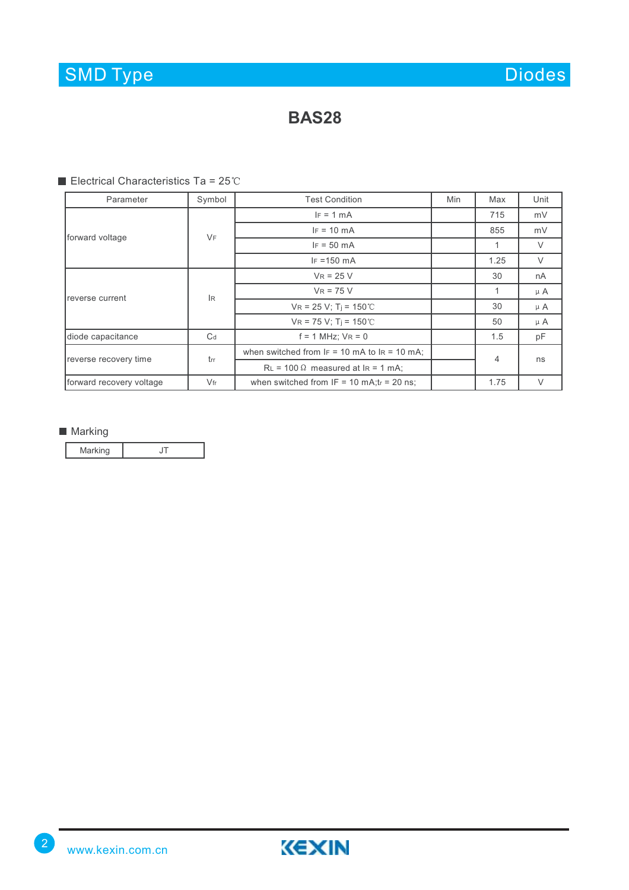# BAS28

## Electrical Characteristics Ta = 25℃

| Parameter | Symbol | Test Condition | Min | Max | Unit |
|---|---|---|---|---|---|
| forward voltage | $V_F$ | $I_F$ = 1 mA | | 715 | mV |
| | | $I_F$ = 10 mA | | 855 | mV |
| | | $I_F$ = 50 mA | | 1 | V |
| | | $I_F$ =150 mA | | 1.25 | V |
| reverse current | $I_R$ | $V_R$ = 25 V | | 30 | nA |
| | | $V_R$ = 75 V | | 1 | μ A |
| | | $V_R$ = 25 V; $T_j$ = 150℃ | | 30 | μ A |
| | | $V_R$ = 75 V; $T_j$ = 150℃ | | 50 | μ A |
| diode capacitance | $C_d$ | f = 1 MHz; $V_R$ = 0 | | 1.5 | pF |
| reverse recovery time | $t_{rr}$ | when switched from $I_F$ = 10 mA to $I_R$ = 10 mA; $R_L$ = 100 Ω measured at $I_R$ = 1 mA; | | 4 | ns |
| forward recovery voltage | $V_{fr}$ | when switched from IF = 10 mA;$t_r$ = 20 ns; | | 1.75 | V |

## Marking

| Marking | JT |
|---|---|